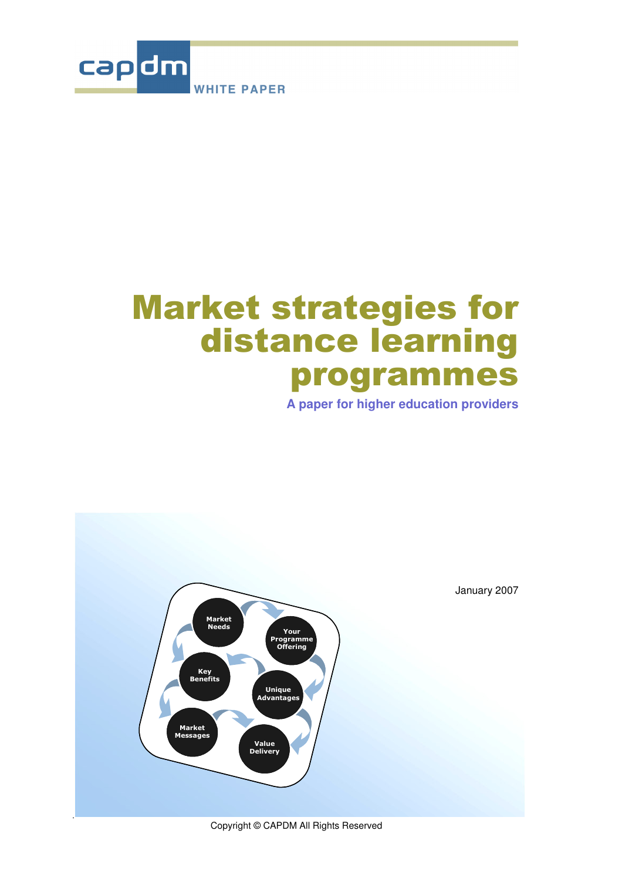capdm

WHITE PAPER

# Market strategies for distance learning programmes

**A paper for higher education providers**

Market Needs

Your Programme Offering

Key Benefits

Unique Advantages

Market Messages

Value Delivery

January 2007

Copyright © CAPDM All Rights Reserved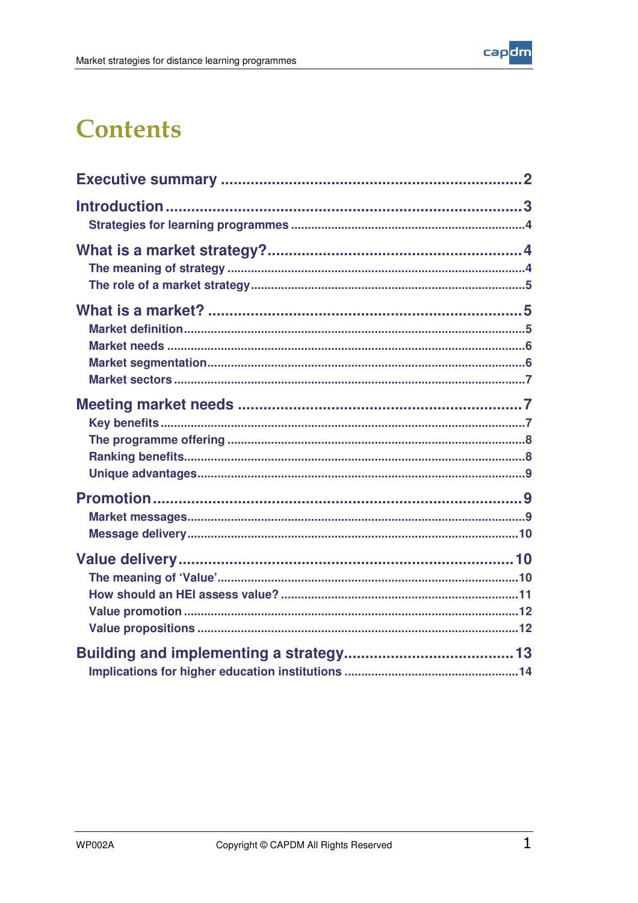# Contents

- **Executive summary** ... 2
- **Introduction** ... 3
  - Strategies for learning programmes ... 4
- **What is a market strategy?** ... 4
  - The meaning of strategy ... 4
  - The role of a market strategy ... 5
- **What is a market?** ... 5
  - Market definition ... 5
  - Market needs ... 6
  - Market segmentation ... 6
  - Market sectors ... 7
- **Meeting market needs** ... 7
  - Key benefits ... 7
  - The programme offering ... 8
  - Ranking benefits ... 8
  - Unique advantages ... 9
- **Promotion** ... 9
  - Market messages ... 9
  - Message delivery ... 10
- **Value delivery** ... 10
  - The meaning of 'Value' ... 10
  - How should an HEI assess value? ... 11
  - Value promotion ... 12
  - Value propositions ... 12
- **Building and implementing a strategy** ... 13
  - Implications for higher education institutions ... 14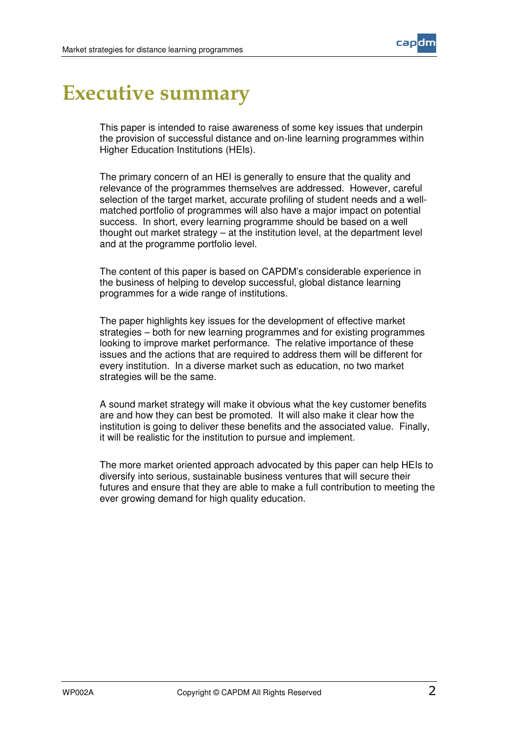# Executive summary

This paper is intended to raise awareness of some key issues that underpin the provision of successful distance and on-line learning programmes within Higher Education Institutions (HEIs).

The primary concern of an HEI is generally to ensure that the quality and relevance of the programmes themselves are addressed. However, careful selection of the target market, accurate profiling of student needs and a well-matched portfolio of programmes will also have a major impact on potential success. In short, every learning programme should be based on a well thought out market strategy – at the institution level, at the department level and at the programme portfolio level.

The content of this paper is based on CAPDM's considerable experience in the business of helping to develop successful, global distance learning programmes for a wide range of institutions.

The paper highlights key issues for the development of effective market strategies – both for new learning programmes and for existing programmes looking to improve market performance. The relative importance of these issues and the actions that are required to address them will be different for every institution. In a diverse market such as education, no two market strategies will be the same.

A sound market strategy will make it obvious what the key customer benefits are and how they can best be promoted. It will also make it clear how the institution is going to deliver these benefits and the associated value. Finally, it will be realistic for the institution to pursue and implement.

The more market oriented approach advocated by this paper can help HEIs to diversify into serious, sustainable business ventures that will secure their futures and ensure that they are able to make a full contribution to meeting the ever growing demand for high quality education.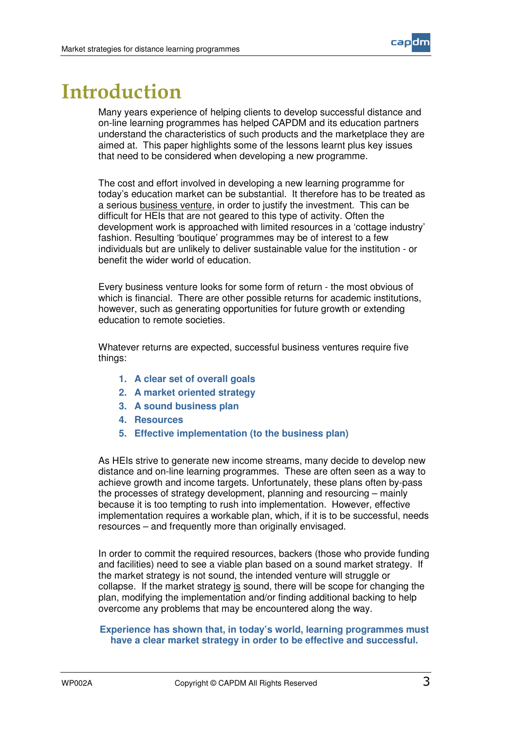# Introduction

Many years experience of helping clients to develop successful distance and on-line learning programmes has helped CAPDM and its education partners understand the characteristics of such products and the marketplace they are aimed at. This paper highlights some of the lessons learnt plus key issues that need to be considered when developing a new programme.

The cost and effort involved in developing a new learning programme for today's education market can be substantial. It therefore has to be treated as a serious <u>business venture</u>, in order to justify the investment. This can be difficult for HEIs that are not geared to this type of activity. Often the development work is approached with limited resources in a 'cottage industry' fashion. Resulting 'boutique' programmes may be of interest to a few individuals but are unlikely to deliver sustainable value for the institution - or benefit the wider world of education.

Every business venture looks for some form of return - the most obvious of which is financial. There are other possible returns for academic institutions, however, such as generating opportunities for future growth or extending education to remote societies.

Whatever returns are expected, successful business ventures require five things:

1. **A clear set of overall goals**
2. **A market oriented strategy**
3. **A sound business plan**
4. **Resources**
5. **Effective implementation (to the business plan)**

As HEIs strive to generate new income streams, many decide to develop new distance and on-line learning programmes. These are often seen as a way to achieve growth and income targets. Unfortunately, these plans often by-pass the processes of strategy development, planning and resourcing – mainly because it is too tempting to rush into implementation. However, effective implementation requires a workable plan, which, if it is to be successful, needs resources – and frequently more than originally envisaged.

In order to commit the required resources, backers (those who provide funding and facilities) need to see a viable plan based on a sound market strategy. If the market strategy is not sound, the intended venture will struggle or collapse. If the market strategy <u>is</u> sound, there will be scope for changing the plan, modifying the implementation and/or finding additional backing to help overcome any problems that may be encountered along the way.

**Experience has shown that, in today's world, learning programmes must have a clear market strategy in order to be effective and successful.**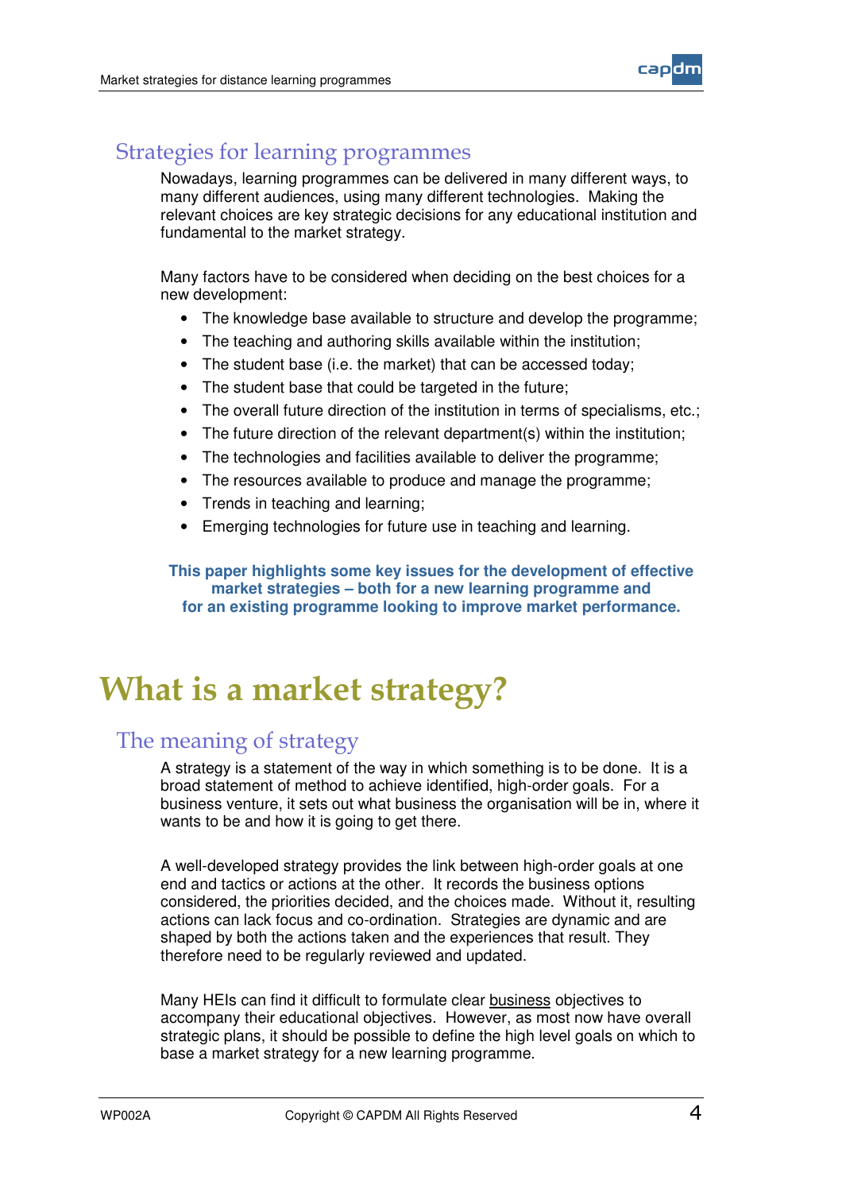## Strategies for learning programmes

Nowadays, learning programmes can be delivered in many different ways, to many different audiences, using many different technologies. Making the relevant choices are key strategic decisions for any educational institution and fundamental to the market strategy.

Many factors have to be considered when deciding on the best choices for a new development:

- The knowledge base available to structure and develop the programme;
- The teaching and authoring skills available within the institution;
- The student base (i.e. the market) that can be accessed today;
- The student base that could be targeted in the future;
- The overall future direction of the institution in terms of specialisms, etc.;
- The future direction of the relevant department(s) within the institution;
- The technologies and facilities available to deliver the programme;
- The resources available to produce and manage the programme;
- Trends in teaching and learning;
- Emerging technologies for future use in teaching and learning.

**This paper highlights some key issues for the development of effective market strategies – both for a new learning programme and for an existing programme looking to improve market performance.**

# What is a market strategy?

## The meaning of strategy

A strategy is a statement of the way in which something is to be done. It is a broad statement of method to achieve identified, high-order goals. For a business venture, it sets out what business the organisation will be in, where it wants to be and how it is going to get there.

A well-developed strategy provides the link between high-order goals at one end and tactics or actions at the other. It records the business options considered, the priorities decided, and the choices made. Without it, resulting actions can lack focus and co-ordination. Strategies are dynamic and are shaped by both the actions taken and the experiences that result. They therefore need to be regularly reviewed and updated.

Many HEIs can find it difficult to formulate clear <u>business</u> objectives to accompany their educational objectives. However, as most now have overall strategic plans, it should be possible to define the high level goals on which to base a market strategy for a new learning programme.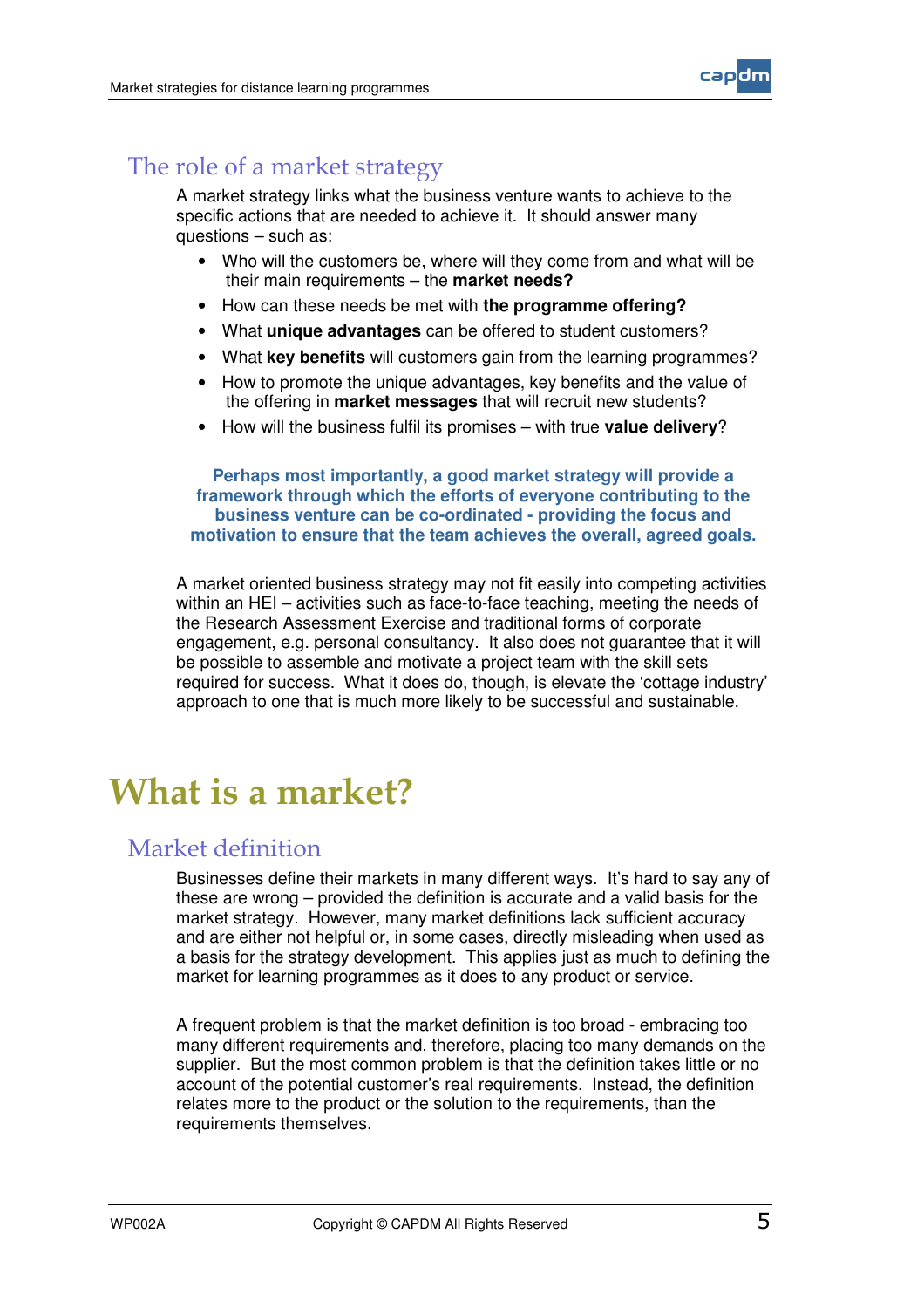## The role of a market strategy

A market strategy links what the business venture wants to achieve to the specific actions that are needed to achieve it. It should answer many questions – such as:

- Who will the customers be, where will they come from and what will be their main requirements – the **market needs?**
- How can these needs be met with **the programme offering?**
- What **unique advantages** can be offered to student customers?
- What **key benefits** will customers gain from the learning programmes?
- How to promote the unique advantages, key benefits and the value of the offering in **market messages** that will recruit new students?
- How will the business fulfil its promises – with true **value delivery**?

**Perhaps most importantly, a good market strategy will provide a framework through which the efforts of everyone contributing to the business venture can be co-ordinated - providing the focus and motivation to ensure that the team achieves the overall, agreed goals.**

A market oriented business strategy may not fit easily into competing activities within an HEI – activities such as face-to-face teaching, meeting the needs of the Research Assessment Exercise and traditional forms of corporate engagement, e.g. personal consultancy. It also does not guarantee that it will be possible to assemble and motivate a project team with the skill sets required for success. What it does do, though, is elevate the 'cottage industry' approach to one that is much more likely to be successful and sustainable.

# What is a market?

## Market definition

Businesses define their markets in many different ways. It's hard to say any of these are wrong – provided the definition is accurate and a valid basis for the market strategy. However, many market definitions lack sufficient accuracy and are either not helpful or, in some cases, directly misleading when used as a basis for the strategy development. This applies just as much to defining the market for learning programmes as it does to any product or service.

A frequent problem is that the market definition is too broad - embracing too many different requirements and, therefore, placing too many demands on the supplier. But the most common problem is that the definition takes little or no account of the potential customer's real requirements. Instead, the definition relates more to the product or the solution to the requirements, than the requirements themselves.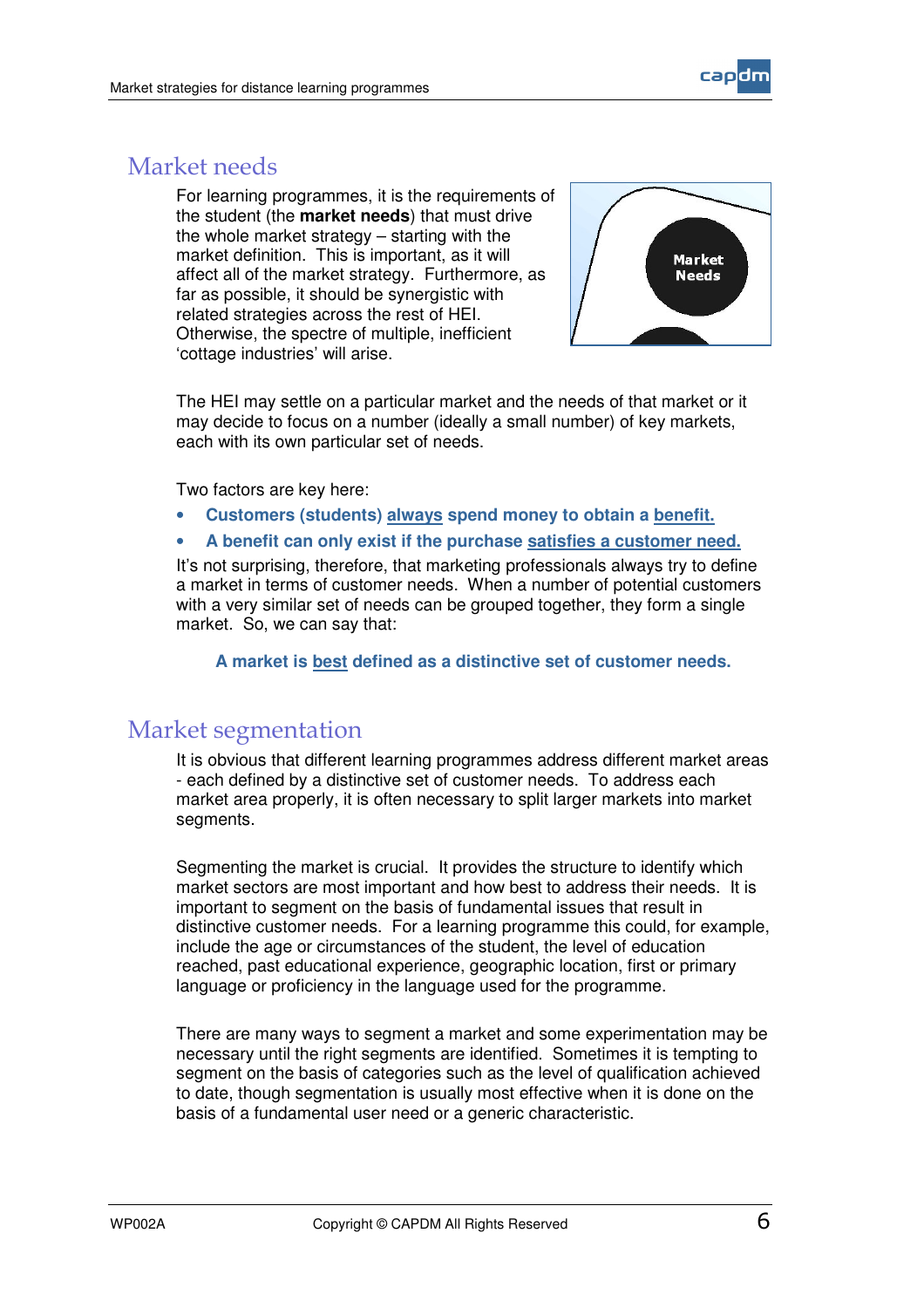## Market needs

For learning programmes, it is the requirements of the student (the **market needs**) that must drive the whole market strategy – starting with the market definition. This is important, as it will affect all of the market strategy. Furthermore, as far as possible, it should be synergistic with related strategies across the rest of HEI. Otherwise, the spectre of multiple, inefficient 'cottage industries' will arise.

The HEI may settle on a particular market and the needs of that market or it may decide to focus on a number (ideally a small number) of key markets, each with its own particular set of needs.

Two factors are key here:

- **Customers (students) always spend money to obtain a benefit.**
- **A benefit can only exist if the purchase satisfies a customer need.**

It's not surprising, therefore, that marketing professionals always try to define a market in terms of customer needs. When a number of potential customers with a very similar set of needs can be grouped together, they form a single market. So, we can say that:

**A market is best defined as a distinctive set of customer needs.**

## Market segmentation

It is obvious that different learning programmes address different market areas - each defined by a distinctive set of customer needs. To address each market area properly, it is often necessary to split larger markets into market segments.

Segmenting the market is crucial. It provides the structure to identify which market sectors are most important and how best to address their needs. It is important to segment on the basis of fundamental issues that result in distinctive customer needs. For a learning programme this could, for example, include the age or circumstances of the student, the level of education reached, past educational experience, geographic location, first or primary language or proficiency in the language used for the programme.

There are many ways to segment a market and some experimentation may be necessary until the right segments are identified. Sometimes it is tempting to segment on the basis of categories such as the level of qualification achieved to date, though segmentation is usually most effective when it is done on the basis of a fundamental user need or a generic characteristic.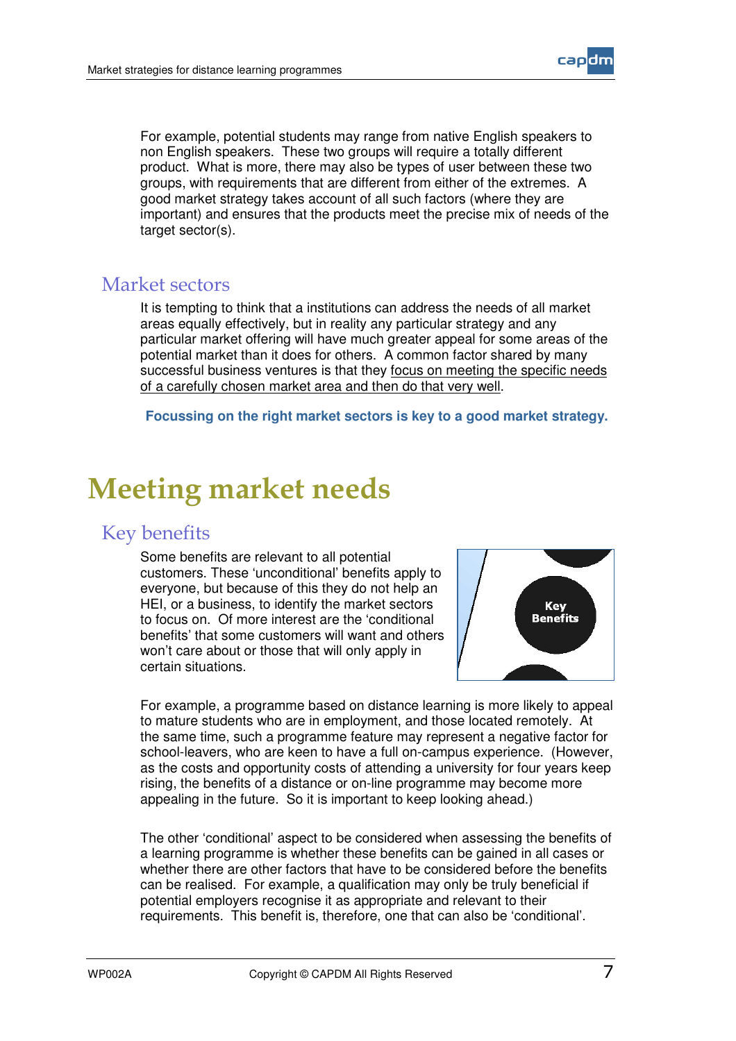For example, potential students may range from native English speakers to non English speakers. These two groups will require a totally different product. What is more, there may also be types of user between these two groups, with requirements that are different from either of the extremes. A good market strategy takes account of all such factors (where they are important) and ensures that the products meet the precise mix of needs of the target sector(s).

## Market sectors

It is tempting to think that a institutions can address the needs of all market areas equally effectively, but in reality any particular strategy and any particular market offering will have much greater appeal for some areas of the potential market than it does for others. A common factor shared by many successful business ventures is that they focus on meeting the specific needs of a carefully chosen market area and then do that very well.

**Focussing on the right market sectors is key to a good market strategy.**

# Meeting market needs

## Key benefits

Some benefits are relevant to all potential customers. These 'unconditional' benefits apply to everyone, but because of this they do not help an HEI, or a business, to identify the market sectors to focus on. Of more interest are the 'conditional benefits' that some customers will want and others won't care about or those that will only apply in certain situations.

For example, a programme based on distance learning is more likely to appeal to mature students who are in employment, and those located remotely. At the same time, such a programme feature may represent a negative factor for school-leavers, who are keen to have a full on-campus experience. (However, as the costs and opportunity costs of attending a university for four years keep rising, the benefits of a distance or on-line programme may become more appealing in the future. So it is important to keep looking ahead.)

The other 'conditional' aspect to be considered when assessing the benefits of a learning programme is whether these benefits can be gained in all cases or whether there are other factors that have to be considered before the benefits can be realised. For example, a qualification may only be truly beneficial if potential employers recognise it as appropriate and relevant to their requirements. This benefit is, therefore, one that can also be 'conditional'.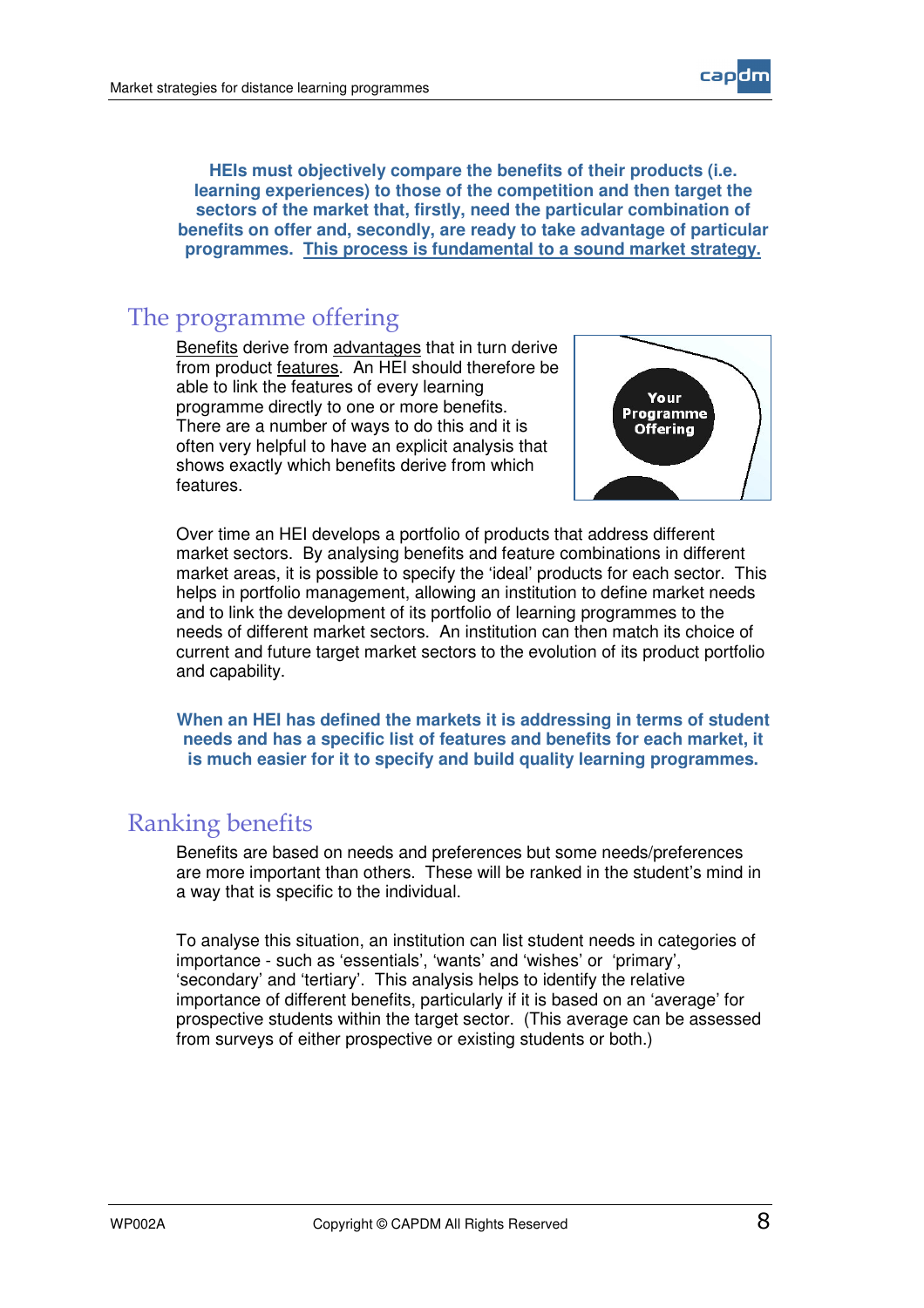**HEIs must objectively compare the benefits of their products (i.e. learning experiences) to those of the competition and then target the sectors of the market that, firstly, need the particular combination of benefits on offer and, secondly, are ready to take advantage of particular programmes. This process is fundamental to a sound market strategy.**

## The programme offering

Benefits derive from advantages that in turn derive from product features. An HEI should therefore be able to link the features of every learning programme directly to one or more benefits. There are a number of ways to do this and it is often very helpful to have an explicit analysis that shows exactly which benefits derive from which features.

Over time an HEI develops a portfolio of products that address different market sectors. By analysing benefits and feature combinations in different market areas, it is possible to specify the 'ideal' products for each sector. This helps in portfolio management, allowing an institution to define market needs and to link the development of its portfolio of learning programmes to the needs of different market sectors. An institution can then match its choice of current and future target market sectors to the evolution of its product portfolio and capability.

**When an HEI has defined the markets it is addressing in terms of student needs and has a specific list of features and benefits for each market, it is much easier for it to specify and build quality learning programmes.**

## Ranking benefits

Benefits are based on needs and preferences but some needs/preferences are more important than others. These will be ranked in the student's mind in a way that is specific to the individual.

To analyse this situation, an institution can list student needs in categories of importance - such as 'essentials', 'wants' and 'wishes' or 'primary', 'secondary' and 'tertiary'. This analysis helps to identify the relative importance of different benefits, particularly if it is based on an 'average' for prospective students within the target sector. (This average can be assessed from surveys of either prospective or existing students or both.)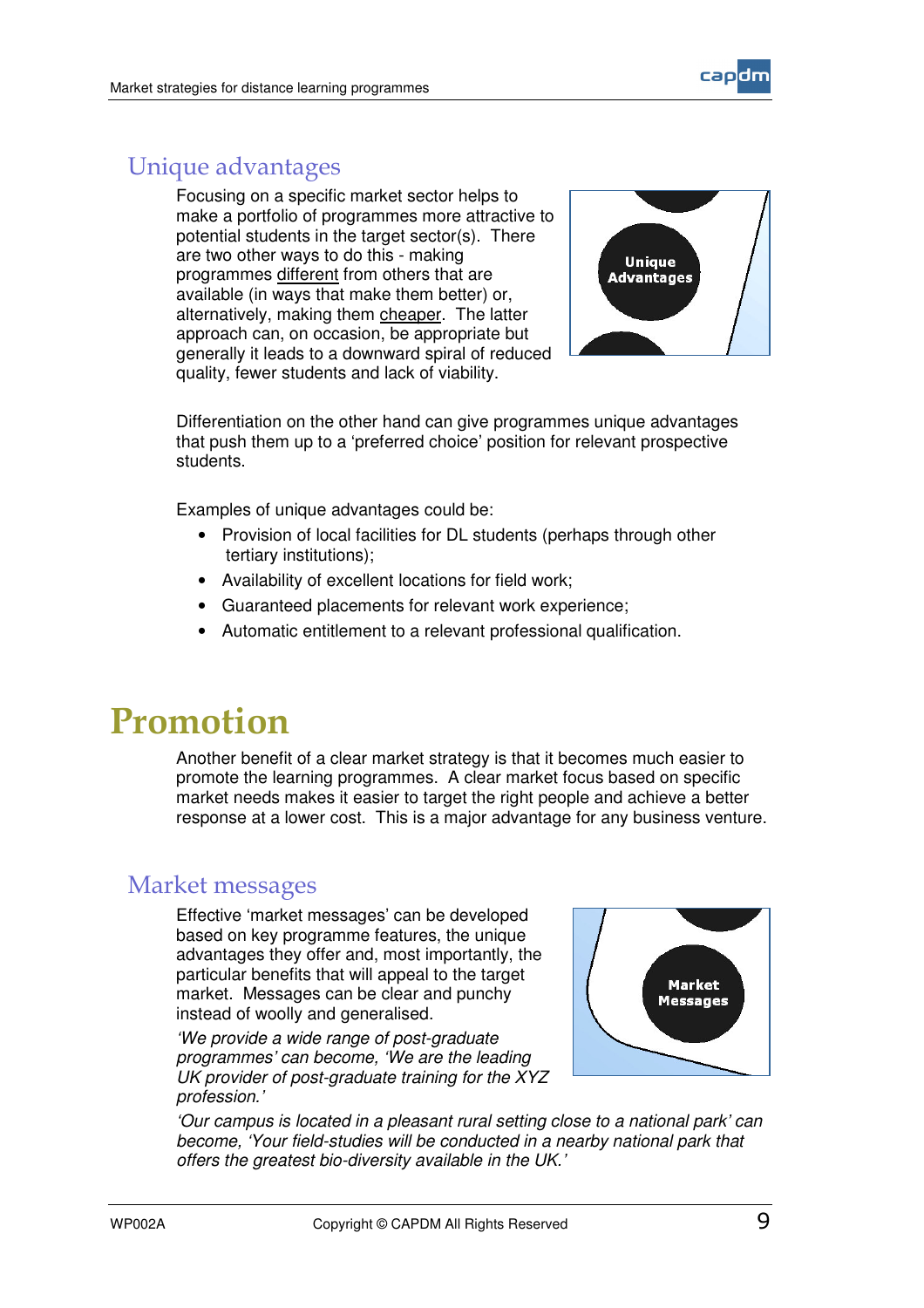## Unique advantages

Focusing on a specific market sector helps to make a portfolio of programmes more attractive to potential students in the target sector(s). There are two other ways to do this - making programmes <u>different</u> from others that are available (in ways that make them better) or, alternatively, making them <u>cheaper</u>. The latter approach can, on occasion, be appropriate but generally it leads to a downward spiral of reduced quality, fewer students and lack of viability.

Differentiation on the other hand can give programmes unique advantages that push them up to a 'preferred choice' position for relevant prospective students.

Examples of unique advantages could be:

- Provision of local facilities for DL students (perhaps through other tertiary institutions);
- Availability of excellent locations for field work;
- Guaranteed placements for relevant work experience;
- Automatic entitlement to a relevant professional qualification.

# Promotion

Another benefit of a clear market strategy is that it becomes much easier to promote the learning programmes. A clear market focus based on specific market needs makes it easier to target the right people and achieve a better response at a lower cost. This is a major advantage for any business venture.

## Market messages

Effective 'market messages' can be developed based on key programme features, the unique advantages they offer and, most importantly, the particular benefits that will appeal to the target market. Messages can be clear and punchy instead of woolly and generalised.

*'We provide a wide range of post-graduate programmes' can become, 'We are the leading UK provider of post-graduate training for the XYZ profession.'*

*'Our campus is located in a pleasant rural setting close to a national park' can become, 'Your field-studies will be conducted in a nearby national park that offers the greatest bio-diversity available in the UK.'*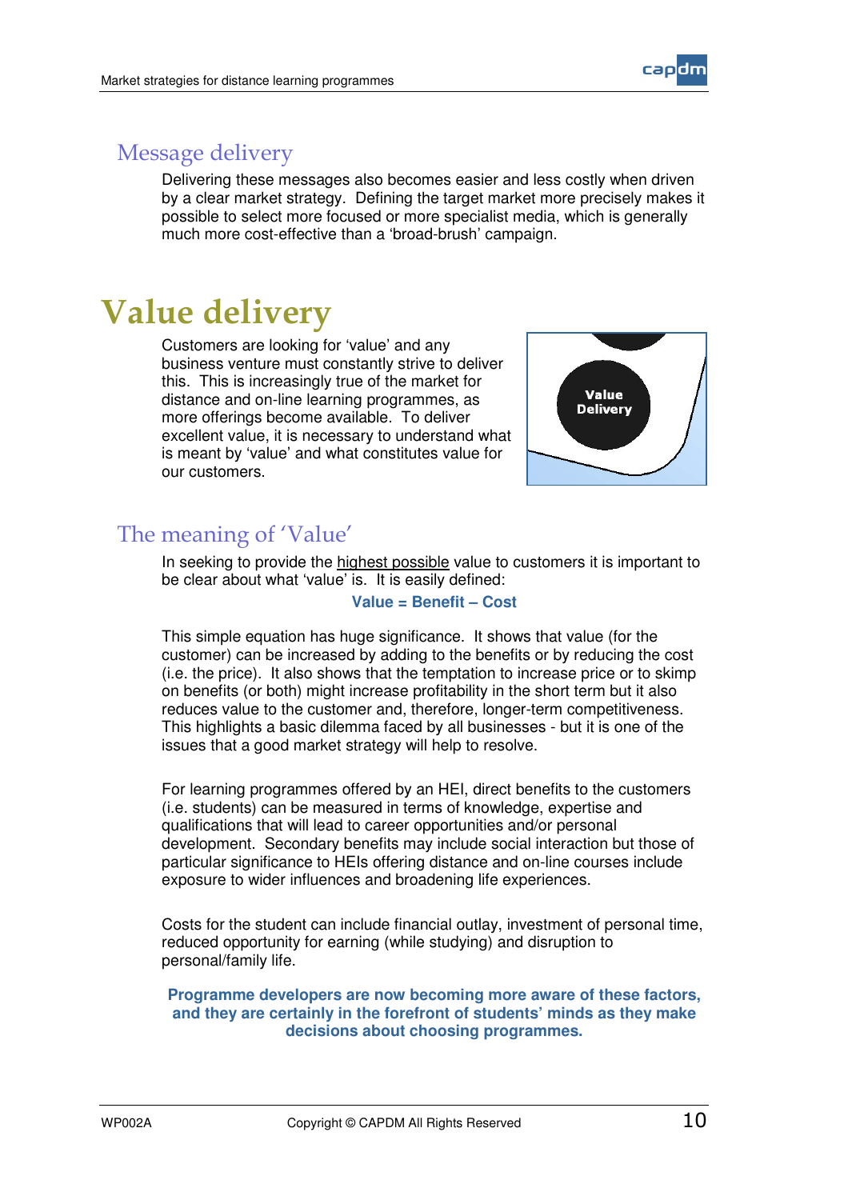## Message delivery

Delivering these messages also becomes easier and less costly when driven by a clear market strategy. Defining the target market more precisely makes it possible to select more focused or more specialist media, which is generally much more cost-effective than a 'broad-brush' campaign.

# Value delivery

Customers are looking for 'value' and any business venture must constantly strive to deliver this. This is increasingly true of the market for distance and on-line learning programmes, as more offerings become available. To deliver excellent value, it is necessary to understand what is meant by 'value' and what constitutes value for our customers.

## The meaning of 'Value'

In seeking to provide the highest possible value to customers it is important to be clear about what 'value' is. It is easily defined:

**Value = Benefit – Cost**

This simple equation has huge significance. It shows that value (for the customer) can be increased by adding to the benefits or by reducing the cost (i.e. the price). It also shows that the temptation to increase price or to skimp on benefits (or both) might increase profitability in the short term but it also reduces value to the customer and, therefore, longer-term competitiveness. This highlights a basic dilemma faced by all businesses - but it is one of the issues that a good market strategy will help to resolve.

For learning programmes offered by an HEI, direct benefits to the customers (i.e. students) can be measured in terms of knowledge, expertise and qualifications that will lead to career opportunities and/or personal development. Secondary benefits may include social interaction but those of particular significance to HEIs offering distance and on-line courses include exposure to wider influences and broadening life experiences.

Costs for the student can include financial outlay, investment of personal time, reduced opportunity for earning (while studying) and disruption to personal/family life.

**Programme developers are now becoming more aware of these factors, and they are certainly in the forefront of students' minds as they make decisions about choosing programmes.**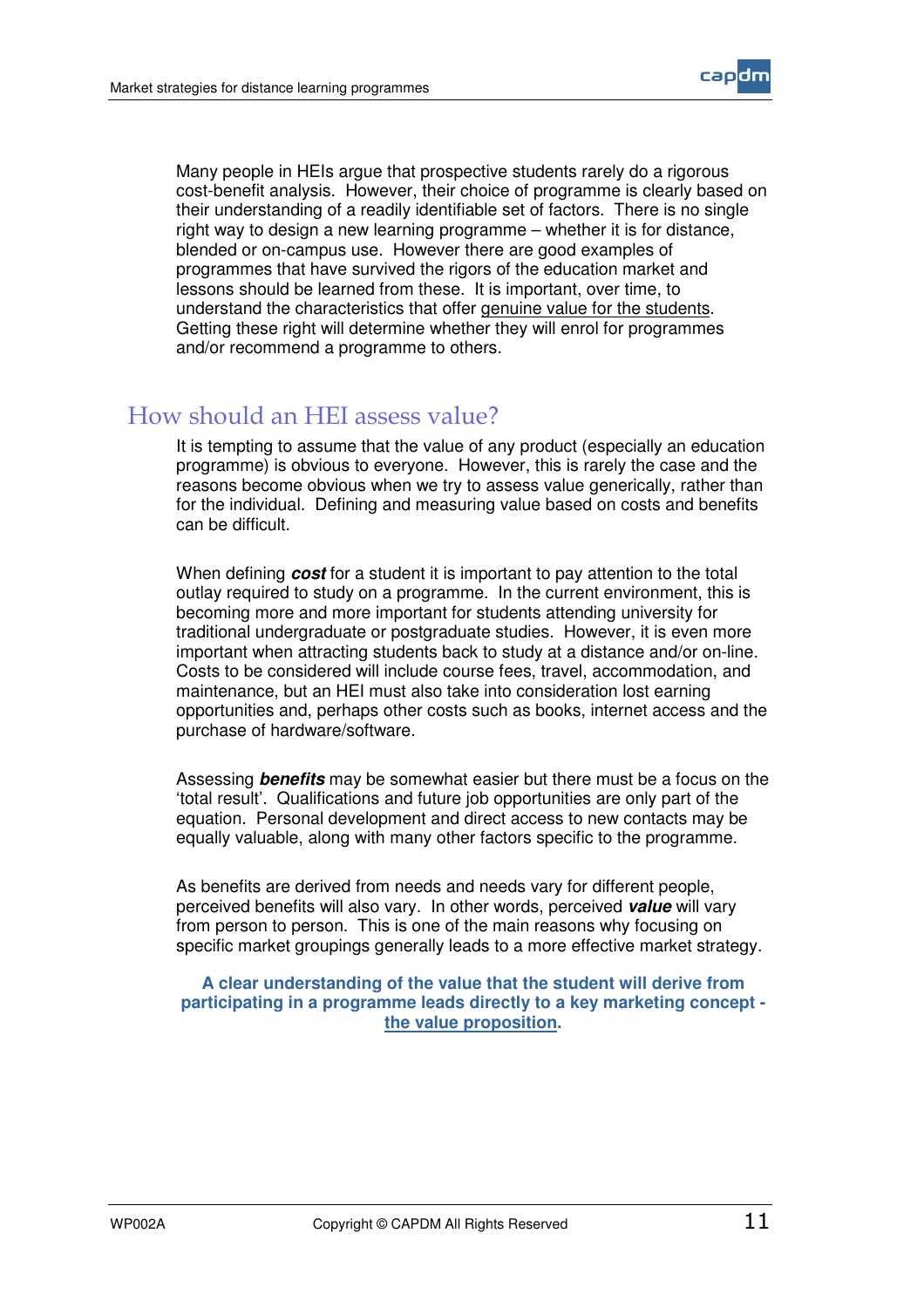Many people in HEIs argue that prospective students rarely do a rigorous cost-benefit analysis. However, their choice of programme is clearly based on their understanding of a readily identifiable set of factors. There is no single right way to design a new learning programme – whether it is for distance, blended or on-campus use. However there are good examples of programmes that have survived the rigors of the education market and lessons should be learned from these. It is important, over time, to understand the characteristics that offer <u>genuine value for the students</u>. Getting these right will determine whether they will enrol for programmes and/or recommend a programme to others.

## How should an HEI assess value?

It is tempting to assume that the value of any product (especially an education programme) is obvious to everyone. However, this is rarely the case and the reasons become obvious when we try to assess value generically, rather than for the individual. Defining and measuring value based on costs and benefits can be difficult.

When defining ***cost*** for a student it is important to pay attention to the total outlay required to study on a programme. In the current environment, this is becoming more and more important for students attending university for traditional undergraduate or postgraduate studies. However, it is even more important when attracting students back to study at a distance and/or on-line. Costs to be considered will include course fees, travel, accommodation, and maintenance, but an HEI must also take into consideration lost earning opportunities and, perhaps other costs such as books, internet access and the purchase of hardware/software.

Assessing ***benefits*** may be somewhat easier but there must be a focus on the 'total result'. Qualifications and future job opportunities are only part of the equation. Personal development and direct access to new contacts may be equally valuable, along with many other factors specific to the programme.

As benefits are derived from needs and needs vary for different people, perceived benefits will also vary. In other words, perceived ***value*** will vary from person to person. This is one of the main reasons why focusing on specific market groupings generally leads to a more effective market strategy.

**A clear understanding of the value that the student will derive from participating in a programme leads directly to a key marketing concept - <u>the value proposition</u>.**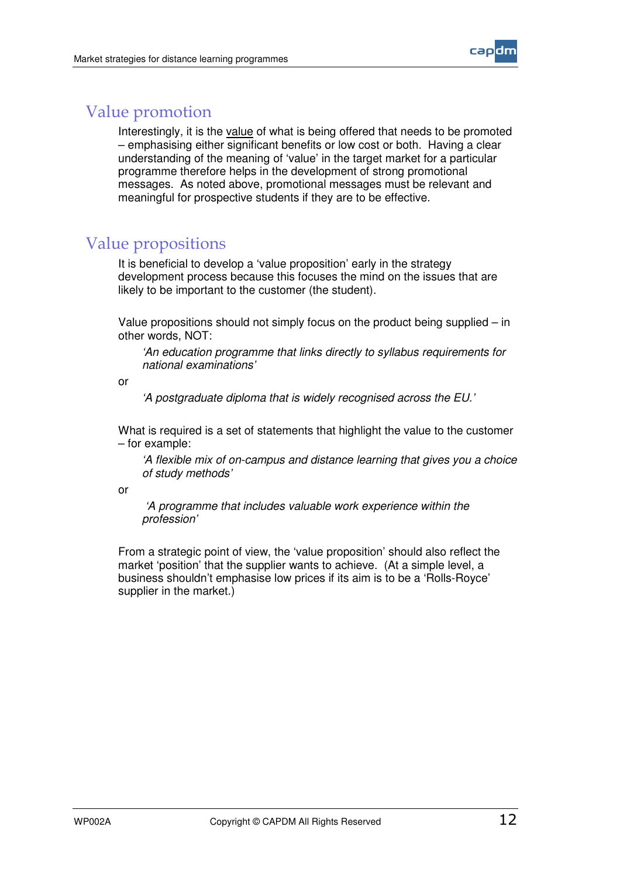## Value promotion

Interestingly, it is the value of what is being offered that needs to be promoted – emphasising either significant benefits or low cost or both. Having a clear understanding of the meaning of 'value' in the target market for a particular programme therefore helps in the development of strong promotional messages. As noted above, promotional messages must be relevant and meaningful for prospective students if they are to be effective.

## Value propositions

It is beneficial to develop a 'value proposition' early in the strategy development process because this focuses the mind on the issues that are likely to be important to the customer (the student).

Value propositions should not simply focus on the product being supplied – in other words, NOT:

> *'An education programme that links directly to syllabus requirements for national examinations'*

or

> *'A postgraduate diploma that is widely recognised across the EU.'*

What is required is a set of statements that highlight the value to the customer – for example:

> *'A flexible mix of on-campus and distance learning that gives you a choice of study methods'*

or

> *'A programme that includes valuable work experience within the profession'*

From a strategic point of view, the 'value proposition' should also reflect the market 'position' that the supplier wants to achieve. (At a simple level, a business shouldn't emphasise low prices if its aim is to be a 'Rolls-Royce' supplier in the market.)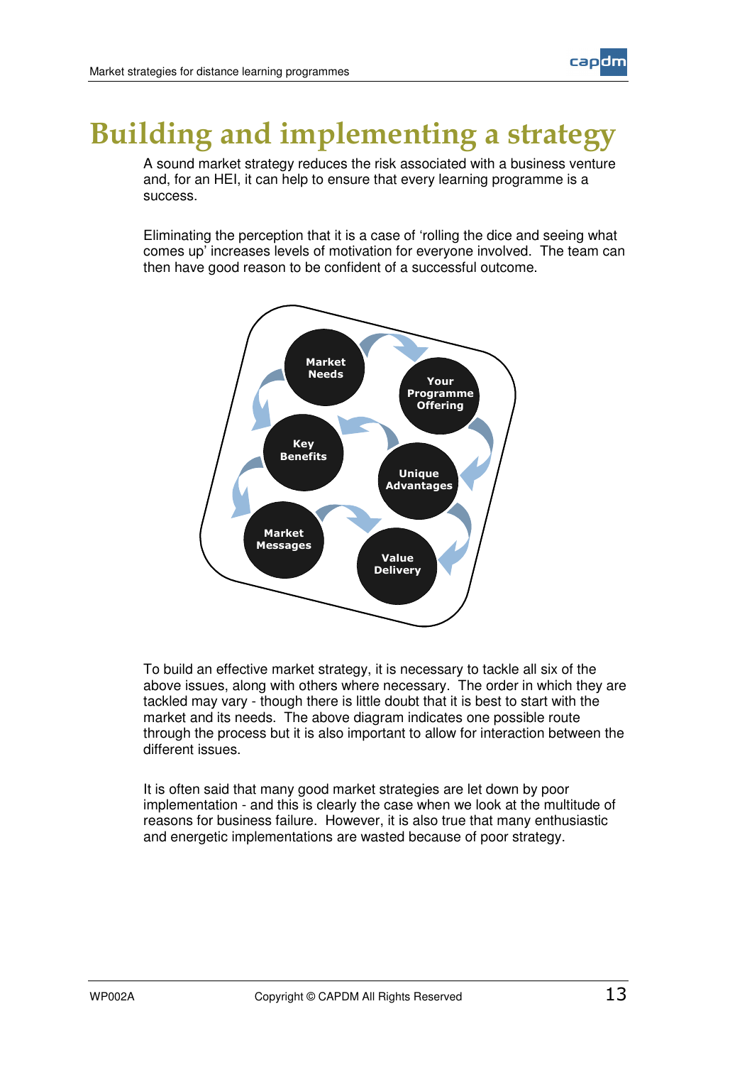# Building and implementing a strategy

A sound market strategy reduces the risk associated with a business venture and, for an HEI, it can help to ensure that every learning programme is a success.

Eliminating the perception that it is a case of 'rolling the dice and seeing what comes up' increases levels of motivation for everyone involved. The team can then have good reason to be confident of a successful outcome.

Market Needs → Your Programme Offering → Unique Advantages → Key Benefits → Market Messages → Value Delivery

To build an effective market strategy, it is necessary to tackle all six of the above issues, along with others where necessary. The order in which they are tackled may vary - though there is little doubt that it is best to start with the market and its needs. The above diagram indicates one possible route through the process but it is also important to allow for interaction between the different issues.

It is often said that many good market strategies are let down by poor implementation - and this is clearly the case when we look at the multitude of reasons for business failure. However, it is also true that many enthusiastic and energetic implementations are wasted because of poor strategy.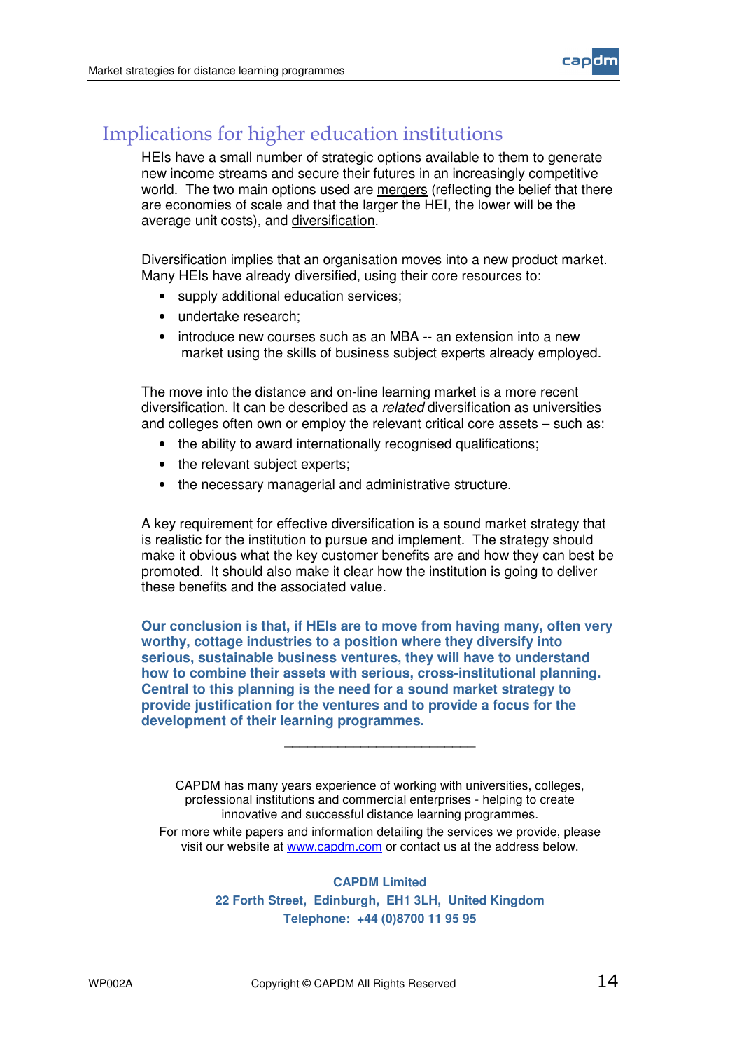## Implications for higher education institutions

HEIs have a small number of strategic options available to them to generate new income streams and secure their futures in an increasingly competitive world. The two main options used are mergers (reflecting the belief that there are economies of scale and that the larger the HEI, the lower will be the average unit costs), and diversification.

Diversification implies that an organisation moves into a new product market. Many HEIs have already diversified, using their core resources to:

- supply additional education services;
- undertake research;
- introduce new courses such as an MBA -- an extension into a new market using the skills of business subject experts already employed.

The move into the distance and on-line learning market is a more recent diversification. It can be described as a *related* diversification as universities and colleges often own or employ the relevant critical core assets – such as:

- the ability to award internationally recognised qualifications;
- the relevant subject experts;
- the necessary managerial and administrative structure.

A key requirement for effective diversification is a sound market strategy that is realistic for the institution to pursue and implement. The strategy should make it obvious what the key customer benefits are and how they can best be promoted. It should also make it clear how the institution is going to deliver these benefits and the associated value.

**Our conclusion is that, if HEIs are to move from having many, often very worthy, cottage industries to a position where they diversify into serious, sustainable business ventures, they will have to understand how to combine their assets with serious, cross-institutional planning. Central to this planning is the need for a sound market strategy to provide justification for the ventures and to provide a focus for the development of their learning programmes.**

---

CAPDM has many years experience of working with universities, colleges, professional institutions and commercial enterprises - helping to create innovative and successful distance learning programmes.

For more white papers and information detailing the services we provide, please visit our website at www.capdm.com or contact us at the address below.

**CAPDM Limited**

**22 Forth Street, Edinburgh, EH1 3LH, United Kingdom**

**Telephone: +44 (0)8700 11 95 95**